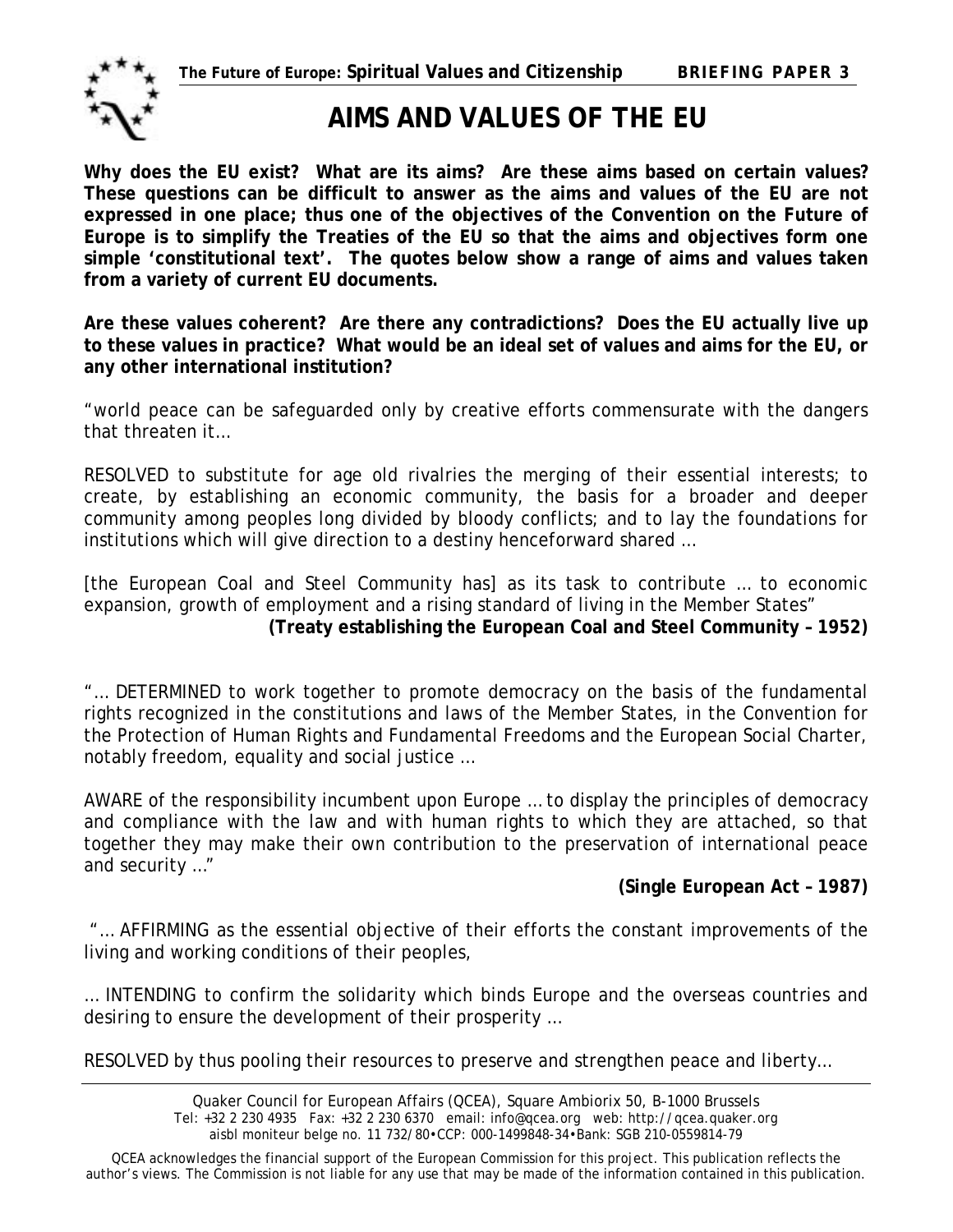# AIMS AND VALUES OF THE EU

**Why does the EU exist? What are its aims? Are these aims based on certain values? These questions can be difficult to answer as the aims and values of the EU are not expressed in one place; thus one of the objectives of the Convention on the Future of Europe is to simplify the Treaties of the EU so that the aims and objectives form one simple 'constitutional text'. The quotes below show a range of aims and values taken from a variety of current EU documents.**

**Are these values coherent? Are there any contradictions? Does the EU actually live up to these values in practice? What would be an ideal set of values and aims for the EU, or any other international institution?**

"world peace can be safeguarded only by creative efforts commensurate with the dangers that threaten it…

RESOLVED to substitute for age old rivalries the merging of their essential interests; to create, by establishing an economic community, the basis for a broader and deeper community among peoples long divided by bloody conflicts; and to lay the foundations for institutions which will give direction to a destiny henceforward shared …

[the European Coal and Steel Community has] as its task to contribute … to economic expansion, growth of employment and a rising standard of living in the Member States"

**(Treaty establishing the European Coal and Steel Community – 1952)**

"… DETERMINED to work together to promote democracy on the basis of the fundamental rights recognized in the constitutions and laws of the Member States, in the Convention for the Protection of Human Rights and Fundamental Freedoms and the European Social Charter, notably freedom, equality and social justice …

AWARE of the responsibility incumbent upon Europe … to display the principles of democracy and compliance with the law and with human rights to which they are attached, so that together they may make their own contribution to the preservation of international peace and security …"

**(Single European Act – 1987)**

"… AFFIRMING as the essential objective of their efforts the constant improvements of the living and working conditions of their peoples,

… INTENDING to confirm the solidarity which binds Europe and the overseas countries and desiring to ensure the development of their prosperity …

RESOLVED by thus pooling their resources to preserve and strengthen peace and liberty…

Quaker Council for European Affairs (QCEA), Square Ambiorix 50, B-1000 Brussels
Tel: +32 2 230 4935 Fax: +32 2 230 6370 email: info@qcea.org web: http://qcea.quaker.org
aisbl moniteur belge no. 11 732/80•CCP: 000-1499848-34•Bank: SGB 210-0559814-79

QCEA acknowledges the financial support of the European Commission for this project. This publication reflects the author's views. The Commission is not liable for any use that may be made of the information contained in this publication.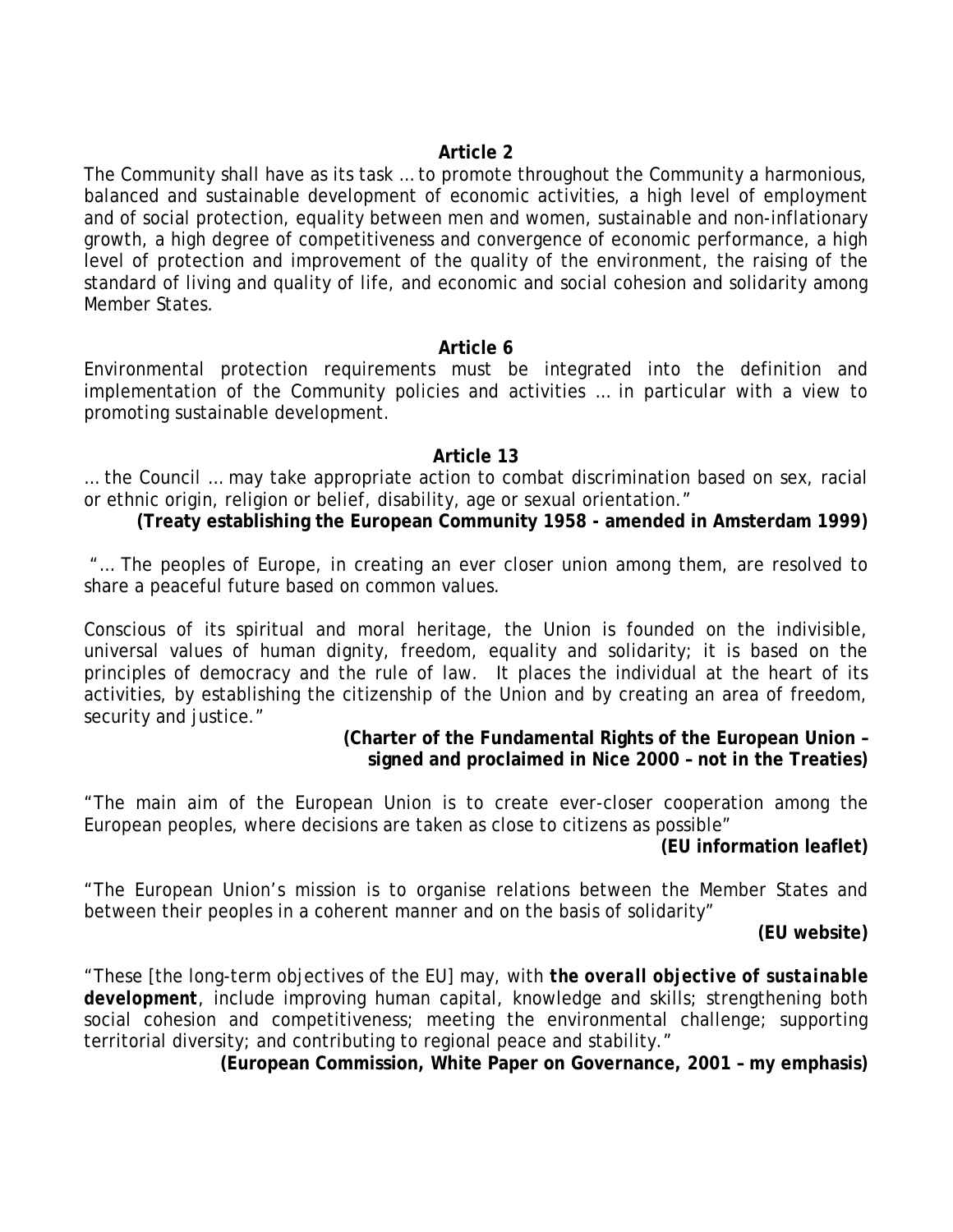**Article 2**

The Community shall have as its task … to promote throughout the Community a harmonious, balanced and sustainable development of economic activities, a high level of employment and of social protection, equality between men and women, sustainable and non-inflationary growth, a high degree of competitiveness and convergence of economic performance, a high level of protection and improvement of the quality of the environment, the raising of the standard of living and quality of life, and economic and social cohesion and solidarity among Member States.

**Article 6**

Environmental protection requirements must be integrated into the definition and implementation of the Community policies and activities … in particular with a view to promoting sustainable development.

**Article 13**

… the Council … may take appropriate action to combat discrimination based on sex, racial or ethnic origin, religion or belief, disability, age or sexual orientation."

**(Treaty establishing the European Community 1958 - amended in Amsterdam 1999)**

"… The peoples of Europe, in creating an ever closer union among them, are resolved to share a peaceful future based on common values.

Conscious of its spiritual and moral heritage, the Union is founded on the indivisible, universal values of human dignity, freedom, equality and solidarity; it is based on the principles of democracy and the rule of law. It places the individual at the heart of its activities, by establishing the citizenship of the Union and by creating an area of freedom, security and justice."

**(Charter of the Fundamental Rights of the European Union – signed and proclaimed in Nice 2000 – not in the Treaties)**

"The main aim of the European Union is to create ever-closer cooperation among the European peoples, where decisions are taken as close to citizens as possible"

**(EU information leaflet)**

"The European Union's mission is to organise relations between the Member States and between their peoples in a coherent manner and on the basis of solidarity"

**(EU website)**

"These [the long-term objectives of the EU] may, with ***the overall objective of sustainable development***, include improving human capital, knowledge and skills; strengthening both social cohesion and competitiveness; meeting the environmental challenge; supporting territorial diversity; and contributing to regional peace and stability."

**(European Commission, White Paper on Governance, 2001 – my emphasis)**